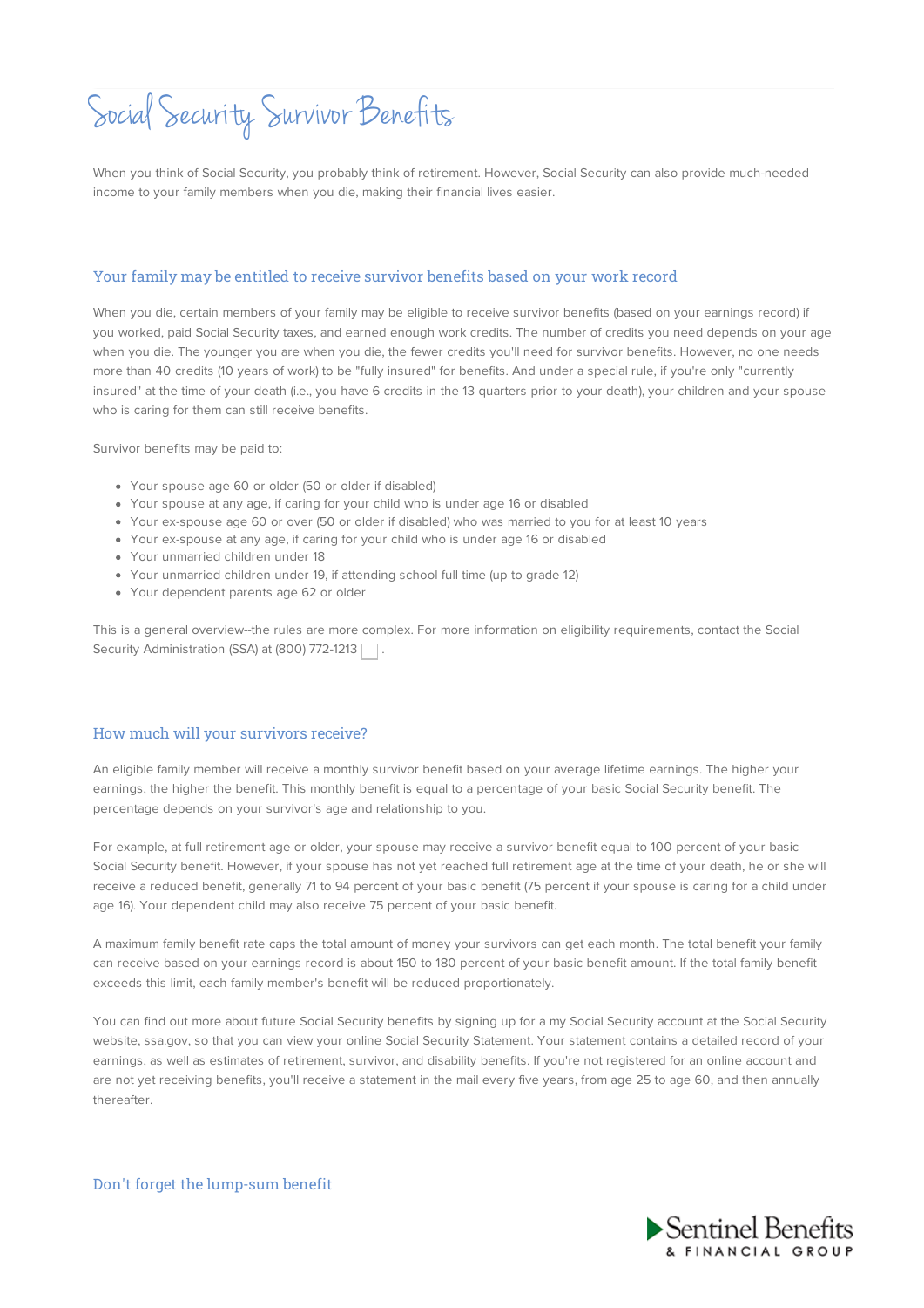# Social Security Survivor Benefits

When you think of Social Security, you probably think of retirement. However, Social Security can also provide much-needed income to your family members when you die, making their financial lives easier.

## Your family may be entitled to receive survivor benefits based on your work record

When you die, certain members of your family may be eligible to receive survivor benefits (based on your earnings record) if you worked, paid Social Security taxes, and earned enough work credits. The number of credits you need depends on your age when you die. The younger you are when you die, the fewer credits you'll need for survivor benefits. However, no one needs more than 40 credits (10 years of work) to be "fully insured" for benefits. And under a special rule, if you're only "currently insured" at the time of your death (i.e., you have 6 credits in the 13 quarters prior to your death), your children and your spouse who is caring for them can still receive benefits.

Survivor benefits may be paid to:

- Your spouse age 60 or older (50 or older if disabled)
- Your spouse at any age, if caring for your child who is under age 16 or disabled
- Your ex-spouse age 60 or over (50 or older if disabled) who was married to you for at least 10 years
- Your ex-spouse at any age, if caring for your child who is under age 16 or disabled
- Your unmarried children under 18
- Your unmarried children under 19, if attending school full time (up to grade 12)
- Your dependent parents age 62 or older

This is a general overview--the rules are more complex. For more information on eligibility requirements, contact the Social Security Administration (SSA) at (800) 772-1213 .

## How much will your survivors receive?

An eligible family member will receive a monthly survivor benefit based on your average lifetime earnings. The higher your earnings, the higher the benefit. This monthly benefit is equal to a percentage of your basic Social Security benefit. The percentage depends on your survivor's age and relationship to you.

For example, at full retirement age or older, your spouse may receive a survivor benefit equal to 100 percent of your basic Social Security benefit. However, if your spouse has not yet reached full retirement age at the time of your death, he or she will receive a reduced benefit, generally 71 to 94 percent of your basic benefit (75 percent if your spouse is caring for a child under age 16). Your dependent child may also receive 75 percent of your basic benefit.

A maximum family benefit rate caps the total amount of money your survivors can get each month. The total benefit your family can receive based on your earnings record is about 150 to 180 percent of your basic benefit amount. If the total family benefit exceeds this limit, each family member's benefit will be reduced proportionately.

You can find out more about future Social Security benefits by signing up for a my Social Security account at the Social Security website, ssa.gov, so that you can view your online Social Security Statement. Your statement contains a detailed record of your earnings, as well as estimates of retirement, survivor, and disability benefits. If you're not registered for an online account and are not yet receiving benefits, you'll receive a statement in the mail every five years, from age 25 to age 60, and then annually thereafter.

## Don't forget the lump-sum benefit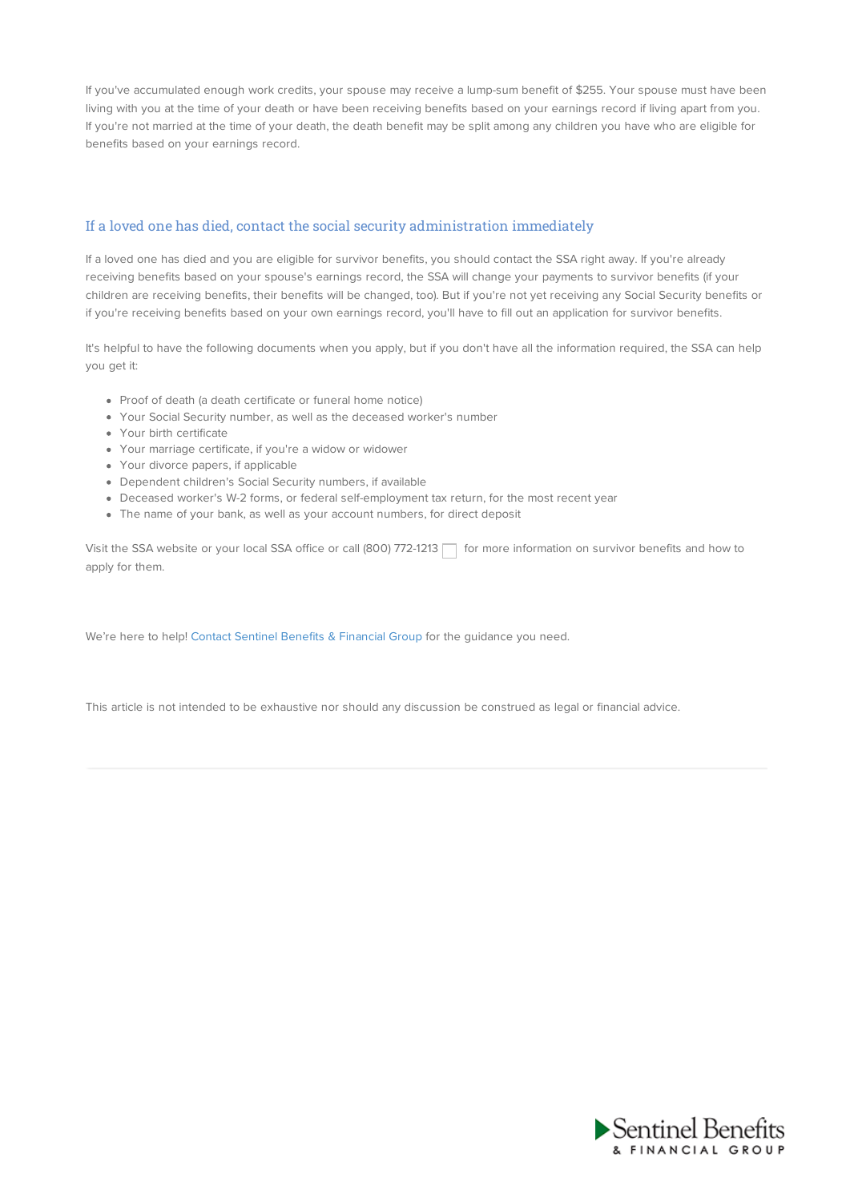If you've accumulated enough work credits, your spouse may receive a lump-sum benefit of $255. Your spouse must have been living with you at the time of your death or have been receiving benefits based on your earnings record if living apart from you. If you're not married at the time of your death, the death benefit may be split among any children you have who are eligible for benefits based on your earnings record.

## If a loved one has died, contact the social security administration immediately

If a loved one has died and you are eligible for survivor benefits, you should contact the SSA right away. If you're already receiving benefits based on your spouse's earnings record, the SSA will change your payments to survivor benefits (if your children are receiving benefits, their benefits will be changed, too). But if you're not yet receiving any Social Security benefits or if you're receiving benefits based on your own earnings record, you'll have to fill out an application for survivor benefits.

It's helpful to have the following documents when you apply, but if you don't have all the information required, the SSA can help you get it:

- Proof of death (a death certificate or funeral home notice)
- Your Social Security number, as well as the deceased worker's number
- Your birth certificate
- Your marriage certificate, if you're a widow or widower
- Your divorce papers, if applicable
- Dependent children's Social Security numbers, if available
- Deceased worker's W-2 forms, or federal self-employment tax return, for the most recent year
- The name of your bank, as well as your account numbers, for direct deposit

Visit the SSA website or your local SSA office or call (800) 772-1213 for more information on survivor benefits and how to apply for them.

We're here to help! Contact Sentinel Benefits & Financial Group for the guidance you need.

This article is not intended to be exhaustive nor should any discussion be construed as legal or financial advice.